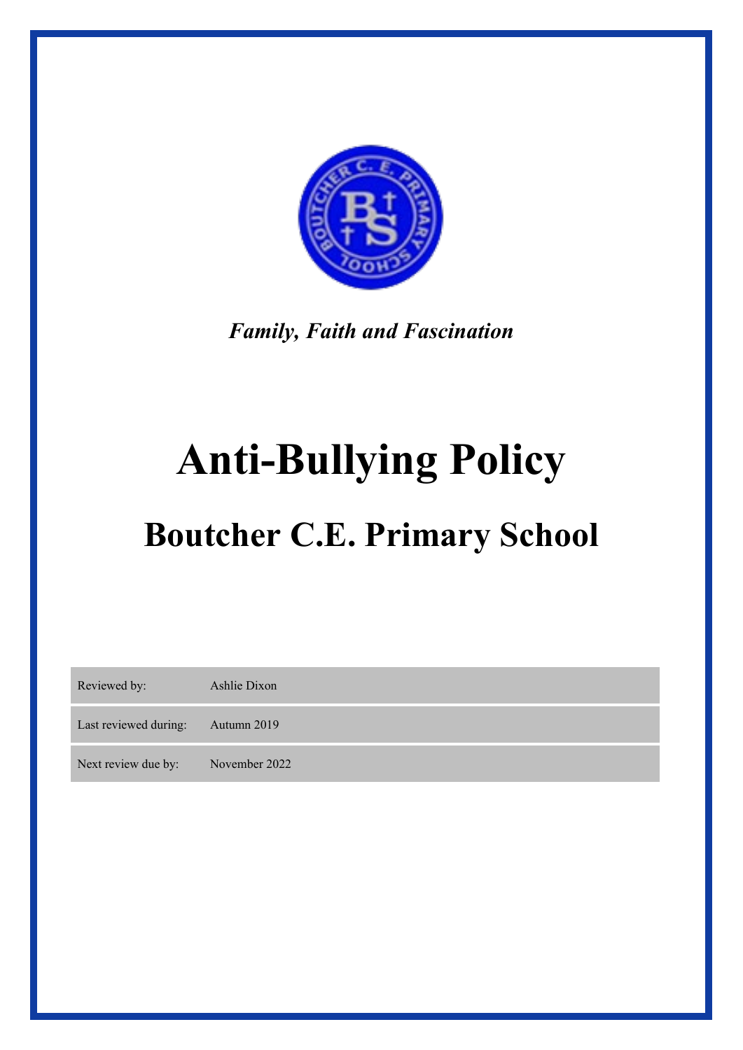*Family, Faith and Fascination*

# Anti-Bullying Policy

## Boutcher C.E. Primary School

| | |
|---|---|
| Reviewed by: | Ashlie Dixon |
| Last reviewed during: | Autumn 2019 |
| Next review due by: | November 2022 |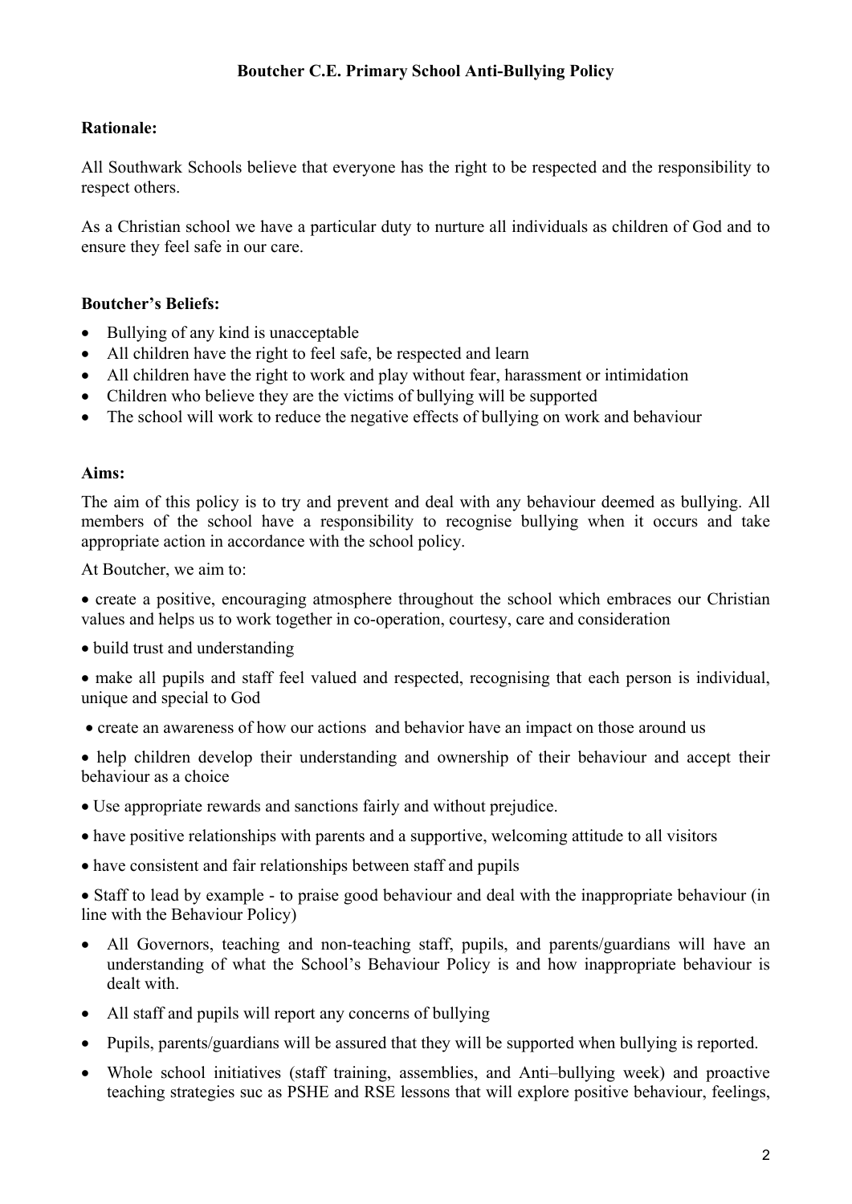# Boutcher C.E. Primary School Anti-Bullying Policy

**Rationale:**

All Southwark Schools believe that everyone has the right to be respected and the responsibility to respect others.

As a Christian school we have a particular duty to nurture all individuals as children of God and to ensure they feel safe in our care.

**Boutcher's Beliefs:**

- Bullying of any kind is unacceptable
- All children have the right to feel safe, be respected and learn
- All children have the right to work and play without fear, harassment or intimidation
- Children who believe they are the victims of bullying will be supported
- The school will work to reduce the negative effects of bullying on work and behaviour

**Aims:**

The aim of this policy is to try and prevent and deal with any behaviour deemed as bullying. All members of the school have a responsibility to recognise bullying when it occurs and take appropriate action in accordance with the school policy.

At Boutcher, we aim to:

- create a positive, encouraging atmosphere throughout the school which embraces our Christian values and helps us to work together in co-operation, courtesy, care and consideration
- build trust and understanding
- make all pupils and staff feel valued and respected, recognising that each person is individual, unique and special to God
- create an awareness of how our actions and behavior have an impact on those around us
- help children develop their understanding and ownership of their behaviour and accept their behaviour as a choice
- Use appropriate rewards and sanctions fairly and without prejudice.
- have positive relationships with parents and a supportive, welcoming attitude to all visitors
- have consistent and fair relationships between staff and pupils
- Staff to lead by example - to praise good behaviour and deal with the inappropriate behaviour (in line with the Behaviour Policy)
- All Governors, teaching and non-teaching staff, pupils, and parents/guardians will have an understanding of what the School's Behaviour Policy is and how inappropriate behaviour is dealt with.
- All staff and pupils will report any concerns of bullying
- Pupils, parents/guardians will be assured that they will be supported when bullying is reported.
- Whole school initiatives (staff training, assemblies, and Anti–bullying week) and proactive teaching strategies suc as PSHE and RSE lessons that will explore positive behaviour, feelings,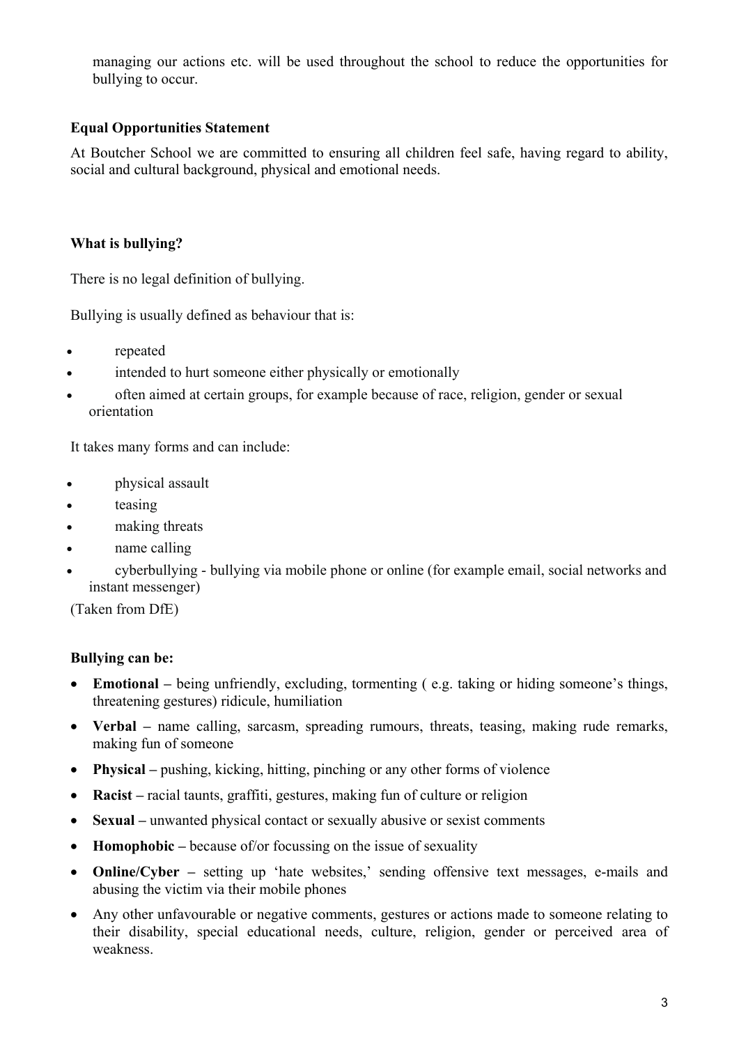managing our actions etc. will be used throughout the school to reduce the opportunities for bullying to occur.

**Equal Opportunities Statement**

At Boutcher School we are committed to ensuring all children feel safe, having regard to ability, social and cultural background, physical and emotional needs.

**What is bullying?**

There is no legal definition of bullying.

Bullying is usually defined as behaviour that is:

- repeated
- intended to hurt someone either physically or emotionally
- often aimed at certain groups, for example because of race, religion, gender or sexual orientation

It takes many forms and can include:

- physical assault
- teasing
- making threats
- name calling
- cyberbullying - bullying via mobile phone or online (for example email, social networks and instant messenger)

(Taken from DfE)

**Bullying can be:**

- **Emotional –** being unfriendly, excluding, tormenting ( e.g. taking or hiding someone's things, threatening gestures) ridicule, humiliation
- **Verbal –** name calling, sarcasm, spreading rumours, threats, teasing, making rude remarks, making fun of someone
- **Physical –** pushing, kicking, hitting, pinching or any other forms of violence
- **Racist –** racial taunts, graffiti, gestures, making fun of culture or religion
- **Sexual –** unwanted physical contact or sexually abusive or sexist comments
- **Homophobic –** because of/or focussing on the issue of sexuality
- **Online/Cyber –** setting up 'hate websites,' sending offensive text messages, e-mails and abusing the victim via their mobile phones
- Any other unfavourable or negative comments, gestures or actions made to someone relating to their disability, special educational needs, culture, religion, gender or perceived area of weakness.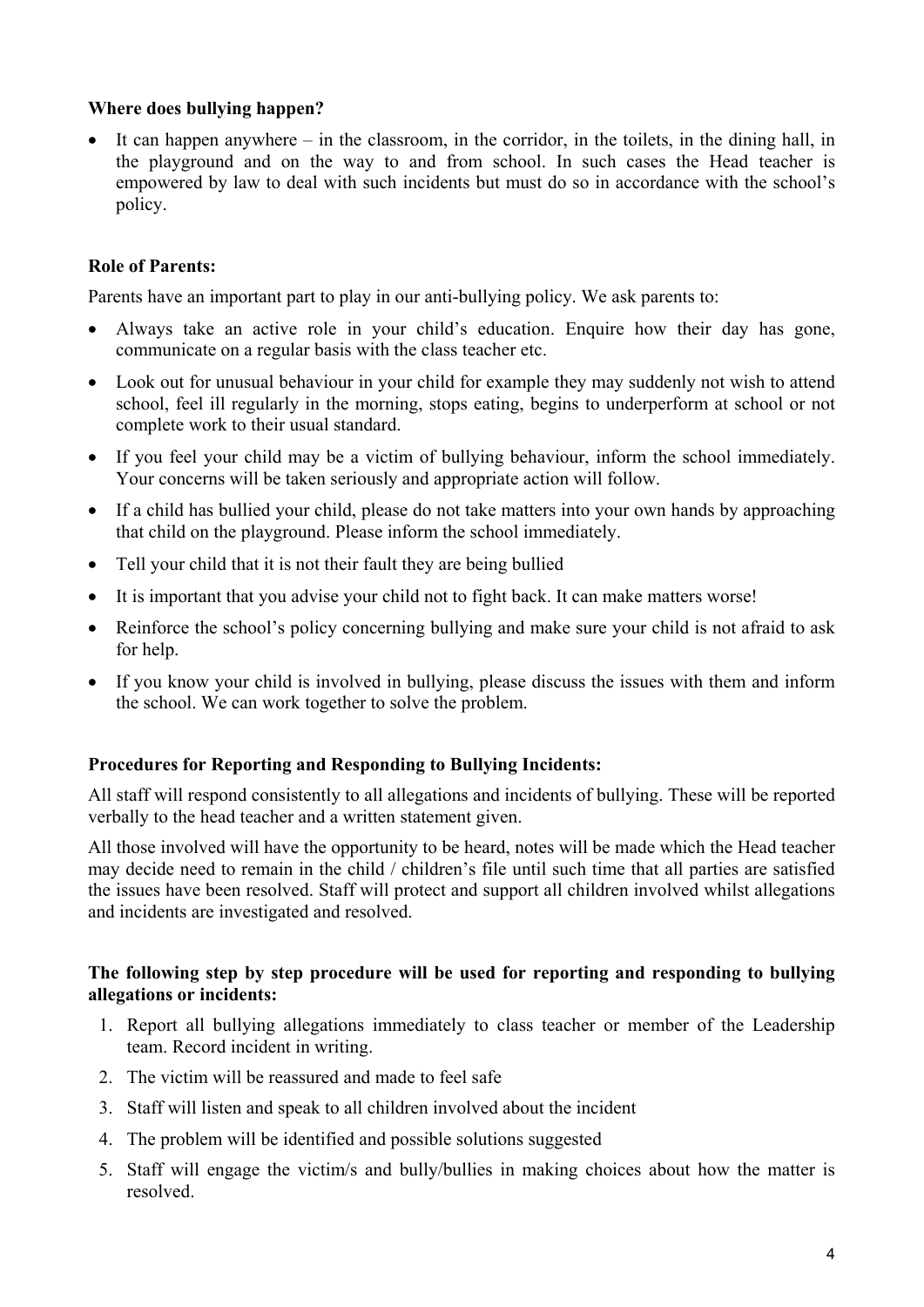**Where does bullying happen?**

- It can happen anywhere – in the classroom, in the corridor, in the toilets, in the dining hall, in the playground and on the way to and from school. In such cases the Head teacher is empowered by law to deal with such incidents but must do so in accordance with the school's policy.

**Role of Parents:**

Parents have an important part to play in our anti-bullying policy. We ask parents to:

- Always take an active role in your child's education. Enquire how their day has gone, communicate on a regular basis with the class teacher etc.
- Look out for unusual behaviour in your child for example they may suddenly not wish to attend school, feel ill regularly in the morning, stops eating, begins to underperform at school or not complete work to their usual standard.
- If you feel your child may be a victim of bullying behaviour, inform the school immediately. Your concerns will be taken seriously and appropriate action will follow.
- If a child has bullied your child, please do not take matters into your own hands by approaching that child on the playground. Please inform the school immediately.
- Tell your child that it is not their fault they are being bullied
- It is important that you advise your child not to fight back. It can make matters worse!
- Reinforce the school's policy concerning bullying and make sure your child is not afraid to ask for help.
- If you know your child is involved in bullying, please discuss the issues with them and inform the school. We can work together to solve the problem.

**Procedures for Reporting and Responding to Bullying Incidents:**

All staff will respond consistently to all allegations and incidents of bullying. These will be reported verbally to the head teacher and a written statement given.

All those involved will have the opportunity to be heard, notes will be made which the Head teacher may decide need to remain in the child / children's file until such time that all parties are satisfied the issues have been resolved. Staff will protect and support all children involved whilst allegations and incidents are investigated and resolved.

**The following step by step procedure will be used for reporting and responding to bullying allegations or incidents:**

1. Report all bullying allegations immediately to class teacher or member of the Leadership team. Record incident in writing.
2. The victim will be reassured and made to feel safe
3. Staff will listen and speak to all children involved about the incident
4. The problem will be identified and possible solutions suggested
5. Staff will engage the victim/s and bully/bullies in making choices about how the matter is resolved.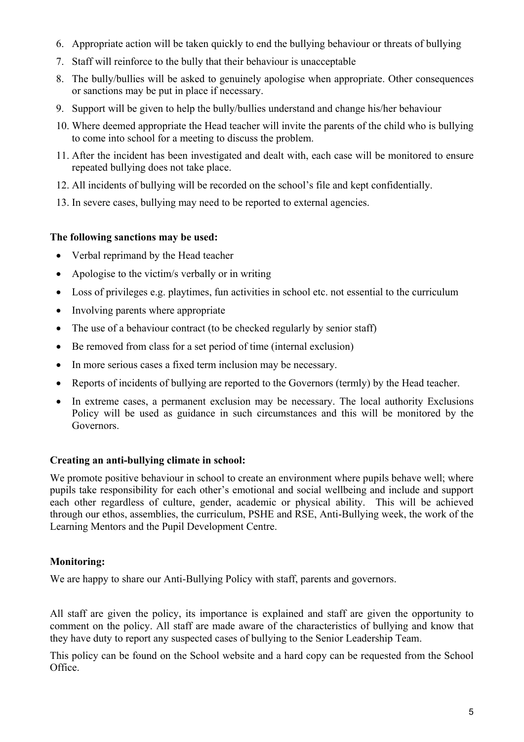6. Appropriate action will be taken quickly to end the bullying behaviour or threats of bullying
7. Staff will reinforce to the bully that their behaviour is unacceptable
8. The bully/bullies will be asked to genuinely apologise when appropriate. Other consequences or sanctions may be put in place if necessary.
9. Support will be given to help the bully/bullies understand and change his/her behaviour
10. Where deemed appropriate the Head teacher will invite the parents of the child who is bullying to come into school for a meeting to discuss the problem.
11. After the incident has been investigated and dealt with, each case will be monitored to ensure repeated bullying does not take place.
12. All incidents of bullying will be recorded on the school's file and kept confidentially.
13. In severe cases, bullying may need to be reported to external agencies.

**The following sanctions may be used:**

- Verbal reprimand by the Head teacher
- Apologise to the victim/s verbally or in writing
- Loss of privileges e.g. playtimes, fun activities in school etc. not essential to the curriculum
- Involving parents where appropriate
- The use of a behaviour contract (to be checked regularly by senior staff)
- Be removed from class for a set period of time (internal exclusion)
- In more serious cases a fixed term inclusion may be necessary.
- Reports of incidents of bullying are reported to the Governors (termly) by the Head teacher.
- In extreme cases, a permanent exclusion may be necessary. The local authority Exclusions Policy will be used as guidance in such circumstances and this will be monitored by the Governors.

**Creating an anti-bullying climate in school:**

We promote positive behaviour in school to create an environment where pupils behave well; where pupils take responsibility for each other's emotional and social wellbeing and include and support each other regardless of culture, gender, academic or physical ability. This will be achieved through our ethos, assemblies, the curriculum, PSHE and RSE, Anti-Bullying week, the work of the Learning Mentors and the Pupil Development Centre.

**Monitoring:**

We are happy to share our Anti-Bullying Policy with staff, parents and governors.

All staff are given the policy, its importance is explained and staff are given the opportunity to comment on the policy. All staff are made aware of the characteristics of bullying and know that they have duty to report any suspected cases of bullying to the Senior Leadership Team.

This policy can be found on the School website and a hard copy can be requested from the School Office.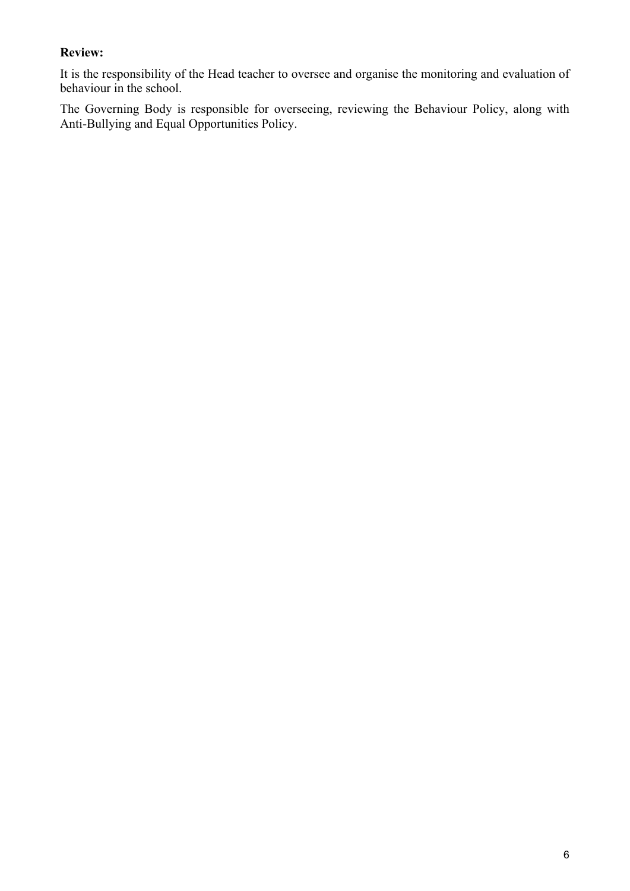**Review:**

It is the responsibility of the Head teacher to oversee and organise the monitoring and evaluation of behaviour in the school.

The Governing Body is responsible for overseeing, reviewing the Behaviour Policy, along with Anti-Bullying and Equal Opportunities Policy.